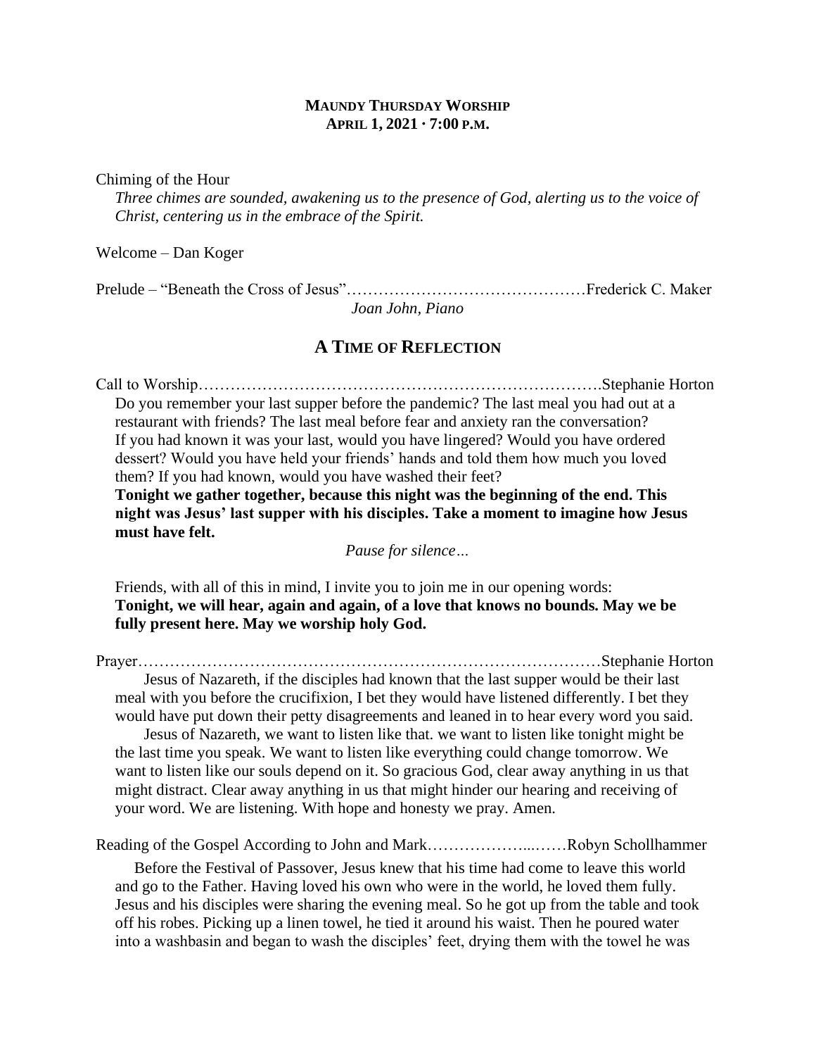# MAUNDY THURSDAY WORSHIP
## APRIL 1, 2021 · 7:00 P.M.

Chiming of the Hour

*Three chimes are sounded, awakening us to the presence of God, alerting us to the voice of Christ, centering us in the embrace of the Spirit.*

Welcome – Dan Koger

Prelude – "Beneath the Cross of Jesus"……………………………………Frederick C. Maker

*Joan John, Piano*

## A TIME OF REFLECTION

Call to Worship…………………………………………………………….Stephanie Horton

Do you remember your last supper before the pandemic? The last meal you had out at a restaurant with friends? The last meal before fear and anxiety ran the conversation? If you had known it was your last, would you have lingered? Would you have ordered dessert? Would you have held your friends' hands and told them how much you loved them? If you had known, would you have washed their feet?

**Tonight we gather together, because this night was the beginning of the end. This night was Jesus' last supper with his disciples. Take a moment to imagine how Jesus must have felt.**

*Pause for silence…*

Friends, with all of this in mind, I invite you to join me in our opening words:

**Tonight, we will hear, again and again, of a love that knows no bounds. May we be fully present here. May we worship holy God.**

Prayer…………………………………………………………………………Stephanie Horton

Jesus of Nazareth, if the disciples had known that the last supper would be their last meal with you before the crucifixion, I bet they would have listened differently. I bet they would have put down their petty disagreements and leaned in to hear every word you said.

Jesus of Nazareth, we want to listen like that. we want to listen like tonight might be the last time you speak. We want to listen like everything could change tomorrow. We want to listen like our souls depend on it. So gracious God, clear away anything in us that might distract. Clear away anything in us that might hinder our hearing and receiving of your word. We are listening. With hope and honesty we pray. Amen.

Reading of the Gospel According to John and Mark………………...……Robyn Schollhammer

Before the Festival of Passover, Jesus knew that his time had come to leave this world and go to the Father. Having loved his own who were in the world, he loved them fully. Jesus and his disciples were sharing the evening meal. So he got up from the table and took off his robes. Picking up a linen towel, he tied it around his waist. Then he poured water into a washbasin and began to wash the disciples' feet, drying them with the towel he was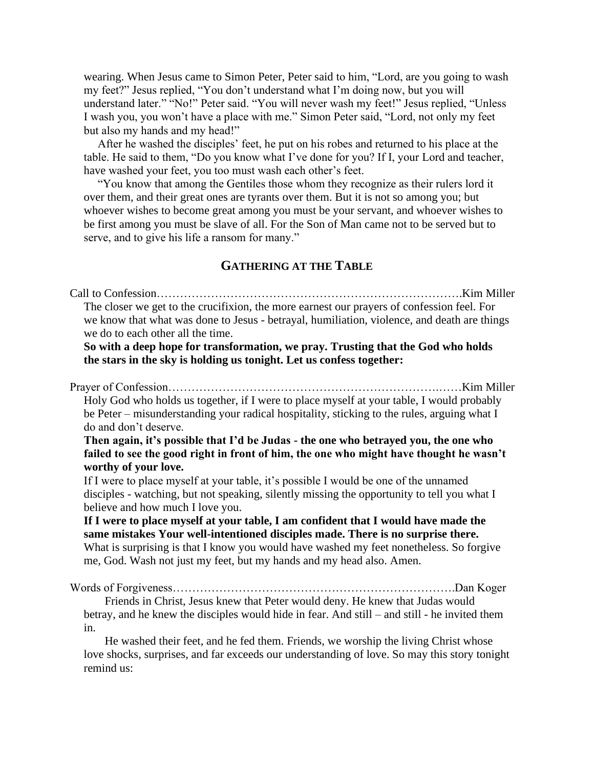wearing. When Jesus came to Simon Peter, Peter said to him, "Lord, are you going to wash my feet?" Jesus replied, "You don't understand what I'm doing now, but you will understand later." "No!" Peter said. "You will never wash my feet!" Jesus replied, "Unless I wash you, you won't have a place with me." Simon Peter said, "Lord, not only my feet but also my hands and my head!"

After he washed the disciples' feet, he put on his robes and returned to his place at the table. He said to them, "Do you know what I've done for you? If I, your Lord and teacher, have washed your feet, you too must wash each other's feet.

"You know that among the Gentiles those whom they recognize as their rulers lord it over them, and their great ones are tyrants over them. But it is not so among you; but whoever wishes to become great among you must be your servant, and whoever wishes to be first among you must be slave of all. For the Son of Man came not to be served but to serve, and to give his life a ransom for many."

## GATHERING AT THE TABLE

Call to Confession…………………………………………………………………….Kim Miller

The closer we get to the crucifixion, the more earnest our prayers of confession feel. For we know that what was done to Jesus - betrayal, humiliation, violence, and death are things we do to each other all the time.

**So with a deep hope for transformation, we pray. Trusting that the God who holds the stars in the sky is holding us tonight. Let us confess together:**

Prayer of Confession…………………………………………………………….……Kim Miller

Holy God who holds us together, if I were to place myself at your table, I would probably be Peter – misunderstanding your radical hospitality, sticking to the rules, arguing what I do and don't deserve.

**Then again, it's possible that I'd be Judas - the one who betrayed you, the one who failed to see the good right in front of him, the one who might have thought he wasn't worthy of your love.**

If I were to place myself at your table, it's possible I would be one of the unnamed disciples - watching, but not speaking, silently missing the opportunity to tell you what I believe and how much I love you.

**If I were to place myself at your table, I am confident that I would have made the same mistakes Your well-intentioned disciples made. There is no surprise there.**

What is surprising is that I know you would have washed my feet nonetheless. So forgive me, God. Wash not just my feet, but my hands and my head also. Amen.

Words of Forgiveness……………………………………………………………….Dan Koger

Friends in Christ, Jesus knew that Peter would deny. He knew that Judas would betray, and he knew the disciples would hide in fear. And still – and still - he invited them in.

He washed their feet, and he fed them. Friends, we worship the living Christ whose love shocks, surprises, and far exceeds our understanding of love. So may this story tonight remind us: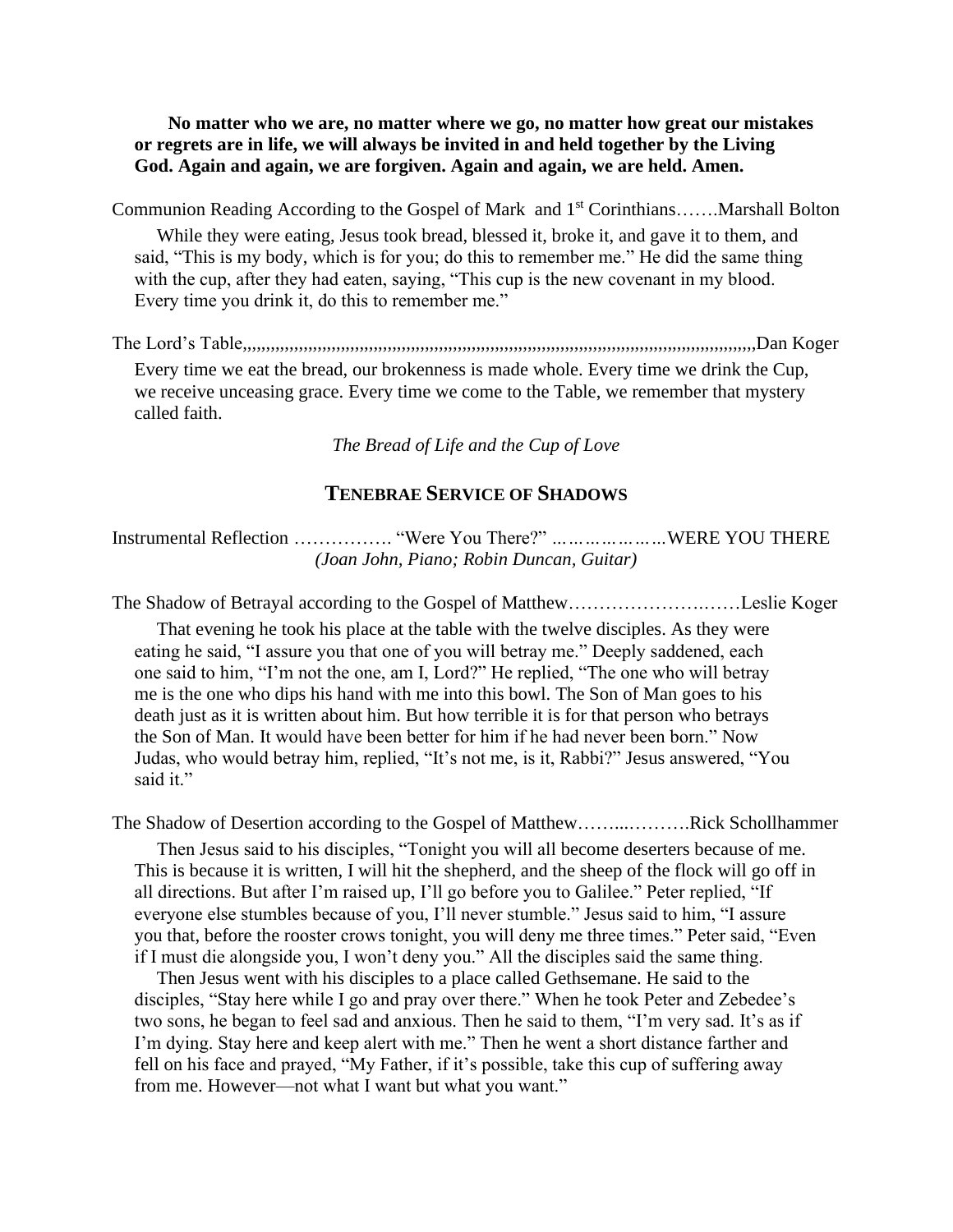**No matter who we are, no matter where we go, no matter how great our mistakes or regrets are in life, we will always be invited in and held together by the Living God. Again and again, we are forgiven. Again and again, we are held. Amen.**

Communion Reading According to the Gospel of Mark and 1st Corinthians…….Marshall Bolton

While they were eating, Jesus took bread, blessed it, broke it, and gave it to them, and said, "This is my body, which is for you; do this to remember me." He did the same thing with the cup, after they had eaten, saying, "This cup is the new covenant in my blood. Every time you drink it, do this to remember me."

The Lord's Table,,,,,,,,,,,,,,,,,,,,,,,,,,,,,,,,,,,,,,,,,,,,,,,,,,,,,,,,,,,,,,,,,,,,,,,,,,,,,,,,,,,,,,,,,,,,,,,,,,,,,,,,,,,,,,,,,,,,,,Dan Koger

Every time we eat the bread, our brokenness is made whole. Every time we drink the Cup, we receive unceasing grace. Every time we come to the Table, we remember that mystery called faith.

*The Bread of Life and the Cup of Love*

## TENEBRAE SERVICE OF SHADOWS

Instrumental Reflection ……………. "Were You There?" …………………WERE YOU THERE
*(Joan John, Piano; Robin Duncan, Guitar)*

The Shadow of Betrayal according to the Gospel of Matthew…………………..……Leslie Koger

That evening he took his place at the table with the twelve disciples. As they were eating he said, "I assure you that one of you will betray me." Deeply saddened, each one said to him, "I'm not the one, am I, Lord?" He replied, "The one who will betray me is the one who dips his hand with me into this bowl. The Son of Man goes to his death just as it is written about him. But how terrible it is for that person who betrays the Son of Man. It would have been better for him if he had never been born." Now Judas, who would betray him, replied, "It's not me, is it, Rabbi?" Jesus answered, "You said it."

The Shadow of Desertion according to the Gospel of Matthew……...……….Rick Schollhammer

Then Jesus said to his disciples, "Tonight you will all become deserters because of me. This is because it is written, I will hit the shepherd, and the sheep of the flock will go off in all directions. But after I'm raised up, I'll go before you to Galilee." Peter replied, "If everyone else stumbles because of you, I'll never stumble." Jesus said to him, "I assure you that, before the rooster crows tonight, you will deny me three times." Peter said, "Even if I must die alongside you, I won't deny you." All the disciples said the same thing.

Then Jesus went with his disciples to a place called Gethsemane. He said to the disciples, "Stay here while I go and pray over there." When he took Peter and Zebedee's two sons, he began to feel sad and anxious. Then he said to them, "I'm very sad. It's as if I'm dying. Stay here and keep alert with me." Then he went a short distance farther and fell on his face and prayed, "My Father, if it's possible, take this cup of suffering away from me. However—not what I want but what you want."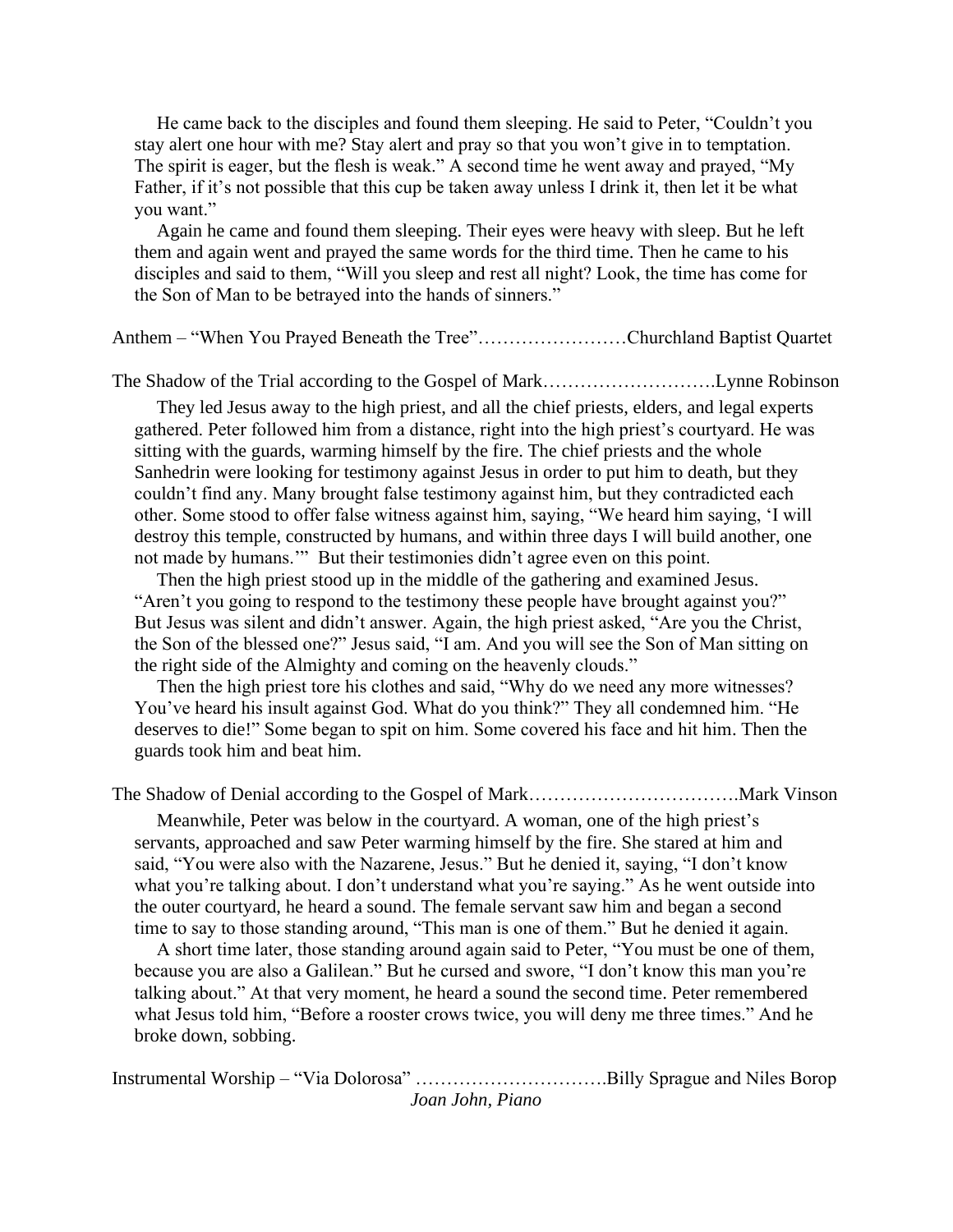He came back to the disciples and found them sleeping. He said to Peter, "Couldn't you stay alert one hour with me? Stay alert and pray so that you won't give in to temptation. The spirit is eager, but the flesh is weak." A second time he went away and prayed, "My Father, if it's not possible that this cup be taken away unless I drink it, then let it be what you want."

Again he came and found them sleeping. Their eyes were heavy with sleep. But he left them and again went and prayed the same words for the third time. Then he came to his disciples and said to them, "Will you sleep and rest all night? Look, the time has come for the Son of Man to be betrayed into the hands of sinners."

Anthem – "When You Prayed Beneath the Tree"……………………Churchland Baptist Quartet

The Shadow of the Trial according to the Gospel of Mark……………………….Lynne Robinson

They led Jesus away to the high priest, and all the chief priests, elders, and legal experts gathered. Peter followed him from a distance, right into the high priest's courtyard. He was sitting with the guards, warming himself by the fire. The chief priests and the whole Sanhedrin were looking for testimony against Jesus in order to put him to death, but they couldn't find any. Many brought false testimony against him, but they contradicted each other. Some stood to offer false witness against him, saying, "We heard him saying, 'I will destroy this temple, constructed by humans, and within three days I will build another, one not made by humans.'" But their testimonies didn't agree even on this point.

Then the high priest stood up in the middle of the gathering and examined Jesus. "Aren't you going to respond to the testimony these people have brought against you?" But Jesus was silent and didn't answer. Again, the high priest asked, "Are you the Christ, the Son of the blessed one?" Jesus said, "I am. And you will see the Son of Man sitting on the right side of the Almighty and coming on the heavenly clouds."

Then the high priest tore his clothes and said, "Why do we need any more witnesses? You've heard his insult against God. What do you think?" They all condemned him. "He deserves to die!" Some began to spit on him. Some covered his face and hit him. Then the guards took him and beat him.

The Shadow of Denial according to the Gospel of Mark…………………………….Mark Vinson

Meanwhile, Peter was below in the courtyard. A woman, one of the high priest's servants, approached and saw Peter warming himself by the fire. She stared at him and said, "You were also with the Nazarene, Jesus." But he denied it, saying, "I don't know what you're talking about. I don't understand what you're saying." As he went outside into the outer courtyard, he heard a sound. The female servant saw him and began a second time to say to those standing around, "This man is one of them." But he denied it again.

A short time later, those standing around again said to Peter, "You must be one of them, because you are also a Galilean." But he cursed and swore, "I don't know this man you're talking about." At that very moment, he heard a sound the second time. Peter remembered what Jesus told him, "Before a rooster crows twice, you will deny me three times." And he broke down, sobbing.

Instrumental Worship – "Via Dolorosa" ………………………….Billy Sprague and Niles Borop

*Joan John, Piano*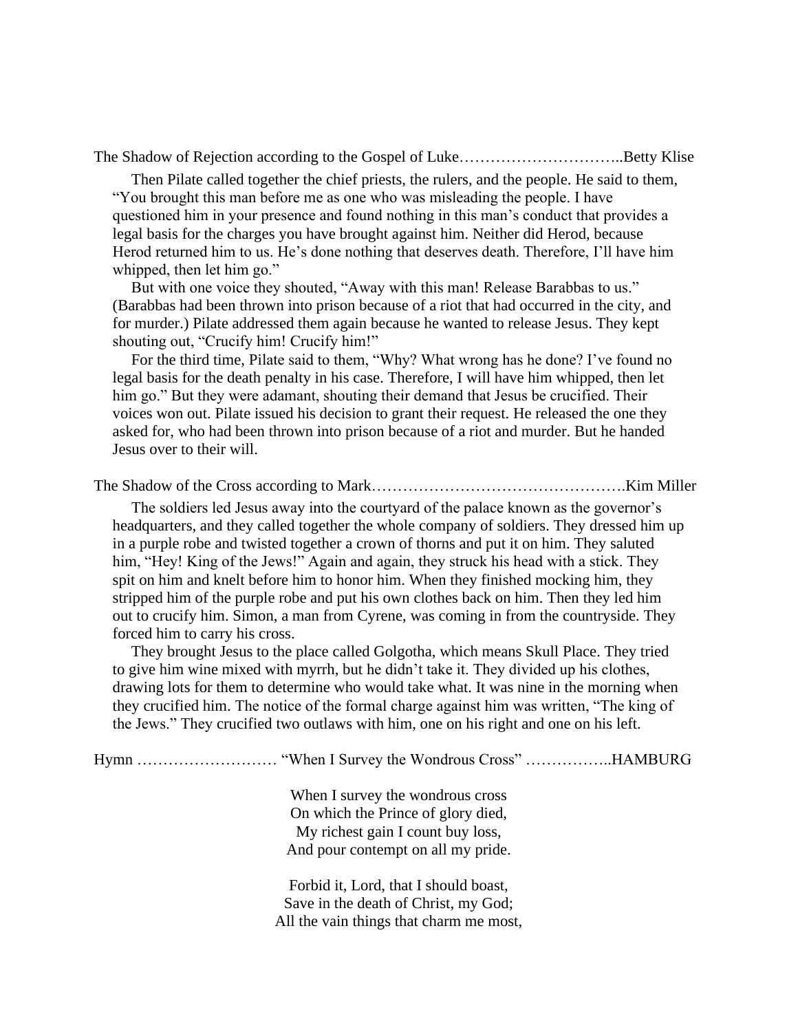The Shadow of Rejection according to the Gospel of Luke…………………………..Betty Klise

Then Pilate called together the chief priests, the rulers, and the people. He said to them, "You brought this man before me as one who was misleading the people. I have questioned him in your presence and found nothing in this man's conduct that provides a legal basis for the charges you have brought against him. Neither did Herod, because Herod returned him to us. He's done nothing that deserves death. Therefore, I'll have him whipped, then let him go."

But with one voice they shouted, "Away with this man! Release Barabbas to us." (Barabbas had been thrown into prison because of a riot that had occurred in the city, and for murder.) Pilate addressed them again because he wanted to release Jesus. They kept shouting out, "Crucify him! Crucify him!"

For the third time, Pilate said to them, "Why? What wrong has he done? I've found no legal basis for the death penalty in his case. Therefore, I will have him whipped, then let him go." But they were adamant, shouting their demand that Jesus be crucified. Their voices won out. Pilate issued his decision to grant their request. He released the one they asked for, who had been thrown into prison because of a riot and murder. But he handed Jesus over to their will.

The Shadow of the Cross according to Mark………………………………………….Kim Miller

The soldiers led Jesus away into the courtyard of the palace known as the governor's headquarters, and they called together the whole company of soldiers. They dressed him up in a purple robe and twisted together a crown of thorns and put it on him. They saluted him, "Hey! King of the Jews!" Again and again, they struck his head with a stick. They spit on him and knelt before him to honor him. When they finished mocking him, they stripped him of the purple robe and put his own clothes back on him. Then they led him out to crucify him. Simon, a man from Cyrene, was coming in from the countryside. They forced him to carry his cross.

They brought Jesus to the place called Golgotha, which means Skull Place. They tried to give him wine mixed with myrrh, but he didn't take it. They divided up his clothes, drawing lots for them to determine who would take what. It was nine in the morning when they crucified him. The notice of the formal charge against him was written, "The king of the Jews." They crucified two outlaws with him, one on his right and one on his left.

Hymn ……………………… "When I Survey the Wondrous Cross" ……………..HAMBURG

When I survey the wondrous cross  
On which the Prince of glory died,  
My richest gain I count buy loss,  
And pour contempt on all my pride.

Forbid it, Lord, that I should boast,  
Save in the death of Christ, my God;  
All the vain things that charm me most,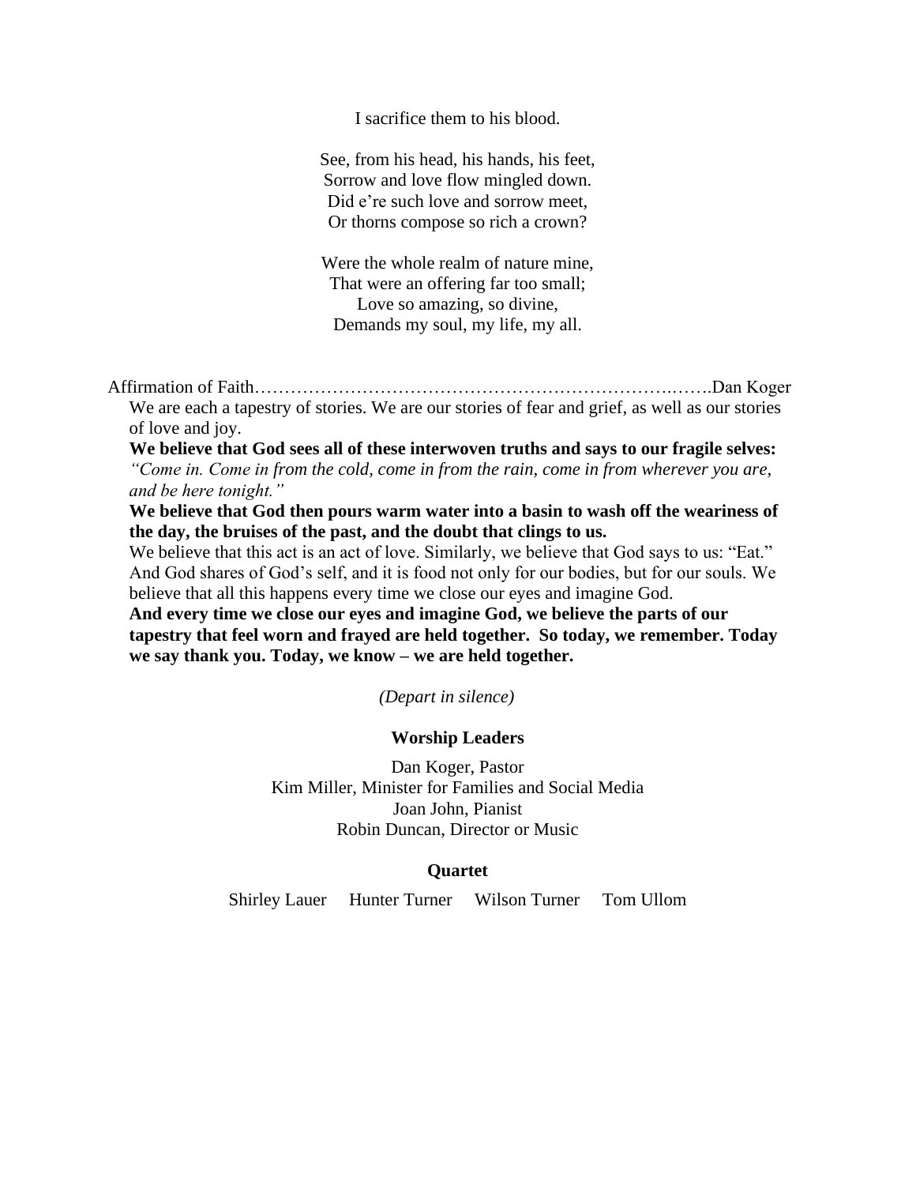I sacrifice them to his blood.

See, from his head, his hands, his feet,
Sorrow and love flow mingled down.
Did e're such love and sorrow meet,
Or thorns compose so rich a crown?

Were the whole realm of nature mine,
That were an offering far too small;
Love so amazing, so divine,
Demands my soul, my life, my all.

Affirmation of Faith……………………………………………………………….…….Dan Koger

We are each a tapestry of stories. We are our stories of fear and grief, as well as our stories of love and joy.

**We believe that God sees all of these interwoven truths and says to our fragile selves:** *"Come in. Come in from the cold, come in from the rain, come in from wherever you are, and be here tonight."*

**We believe that God then pours warm water into a basin to wash off the weariness of the day, the bruises of the past, and the doubt that clings to us.**

We believe that this act is an act of love. Similarly, we believe that God says to us: "Eat." And God shares of God's self, and it is food not only for our bodies, but for our souls. We believe that all this happens every time we close our eyes and imagine God.

**And every time we close our eyes and imagine God, we believe the parts of our tapestry that feel worn and frayed are held together. So today, we remember. Today we say thank you. Today, we know – we are held together.**

*(Depart in silence)*

**Worship Leaders**

Dan Koger, Pastor
Kim Miller, Minister for Families and Social Media
Joan John, Pianist
Robin Duncan, Director or Music

**Quartet**

Shirley Lauer Hunter Turner Wilson Turner Tom Ullom